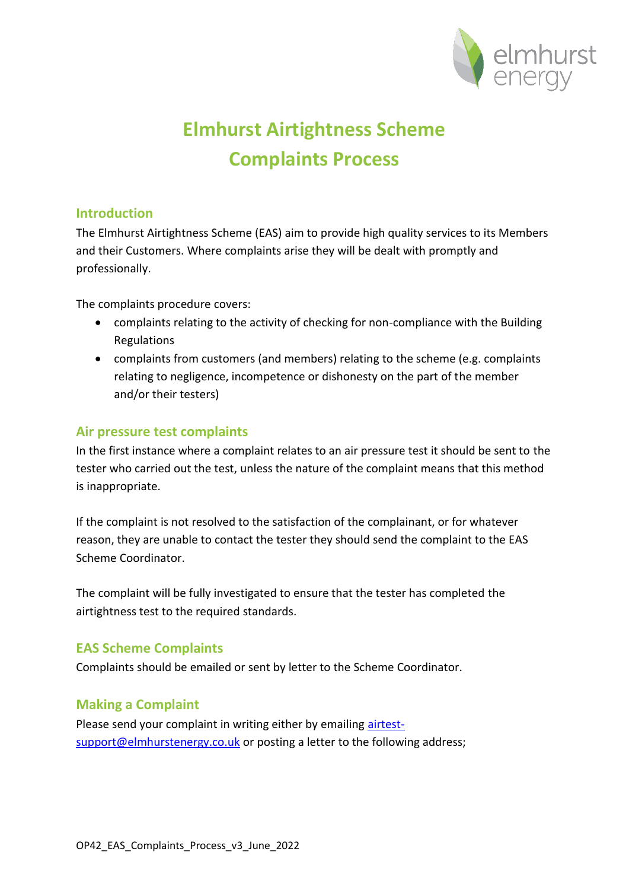# Elmhurst Airtightness Scheme Complaints Process

## Introduction

The Elmhurst Airtightness Scheme (EAS) aim to provide high quality services to its Members and their Customers. Where complaints arise they will be dealt with promptly and professionally.

The complaints procedure covers:

- complaints relating to the activity of checking for non-compliance with the Building Regulations
- complaints from customers (and members) relating to the scheme (e.g. complaints relating to negligence, incompetence or dishonesty on the part of the member and/or their testers)

## Air pressure test complaints

In the first instance where a complaint relates to an air pressure test it should be sent to the tester who carried out the test, unless the nature of the complaint means that this method is inappropriate.

If the complaint is not resolved to the satisfaction of the complainant, or for whatever reason, they are unable to contact the tester they should send the complaint to the EAS Scheme Coordinator.

The complaint will be fully investigated to ensure that the tester has completed the airtightness test to the required standards.

## EAS Scheme Complaints

Complaints should be emailed or sent by letter to the Scheme Coordinator.

## Making a Complaint

Please send your complaint in writing either by emailing airtest-support@elmhurstenergy.co.uk or posting a letter to the following address;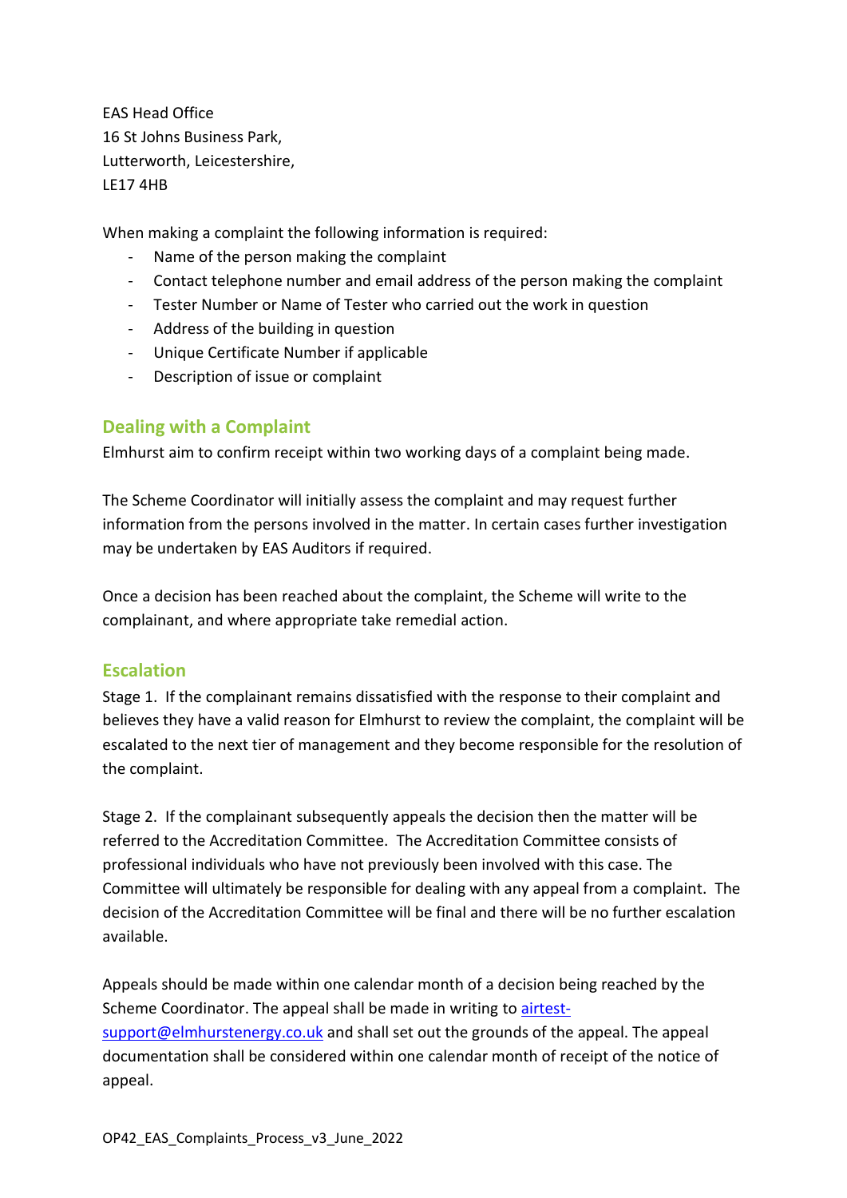EAS Head Office
16 St Johns Business Park,
Lutterworth, Leicestershire,
LE17 4HB

When making a complaint the following information is required:

- Name of the person making the complaint
- Contact telephone number and email address of the person making the complaint
- Tester Number or Name of Tester who carried out the work in question
- Address of the building in question
- Unique Certificate Number if applicable
- Description of issue or complaint

## Dealing with a Complaint

Elmhurst aim to confirm receipt within two working days of a complaint being made.

The Scheme Coordinator will initially assess the complaint and may request further information from the persons involved in the matter. In certain cases further investigation may be undertaken by EAS Auditors if required.

Once a decision has been reached about the complaint, the Scheme will write to the complainant, and where appropriate take remedial action.

## Escalation

Stage 1. If the complainant remains dissatisfied with the response to their complaint and believes they have a valid reason for Elmhurst to review the complaint, the complaint will be escalated to the next tier of management and they become responsible for the resolution of the complaint.

Stage 2. If the complainant subsequently appeals the decision then the matter will be referred to the Accreditation Committee. The Accreditation Committee consists of professional individuals who have not previously been involved with this case. The Committee will ultimately be responsible for dealing with any appeal from a complaint. The decision of the Accreditation Committee will be final and there will be no further escalation available.

Appeals should be made within one calendar month of a decision being reached by the Scheme Coordinator. The appeal shall be made in writing to airtest-support@elmhurstenergy.co.uk and shall set out the grounds of the appeal. The appeal documentation shall be considered within one calendar month of receipt of the notice of appeal.

OP42_EAS_Complaints_Process_v3_June_2022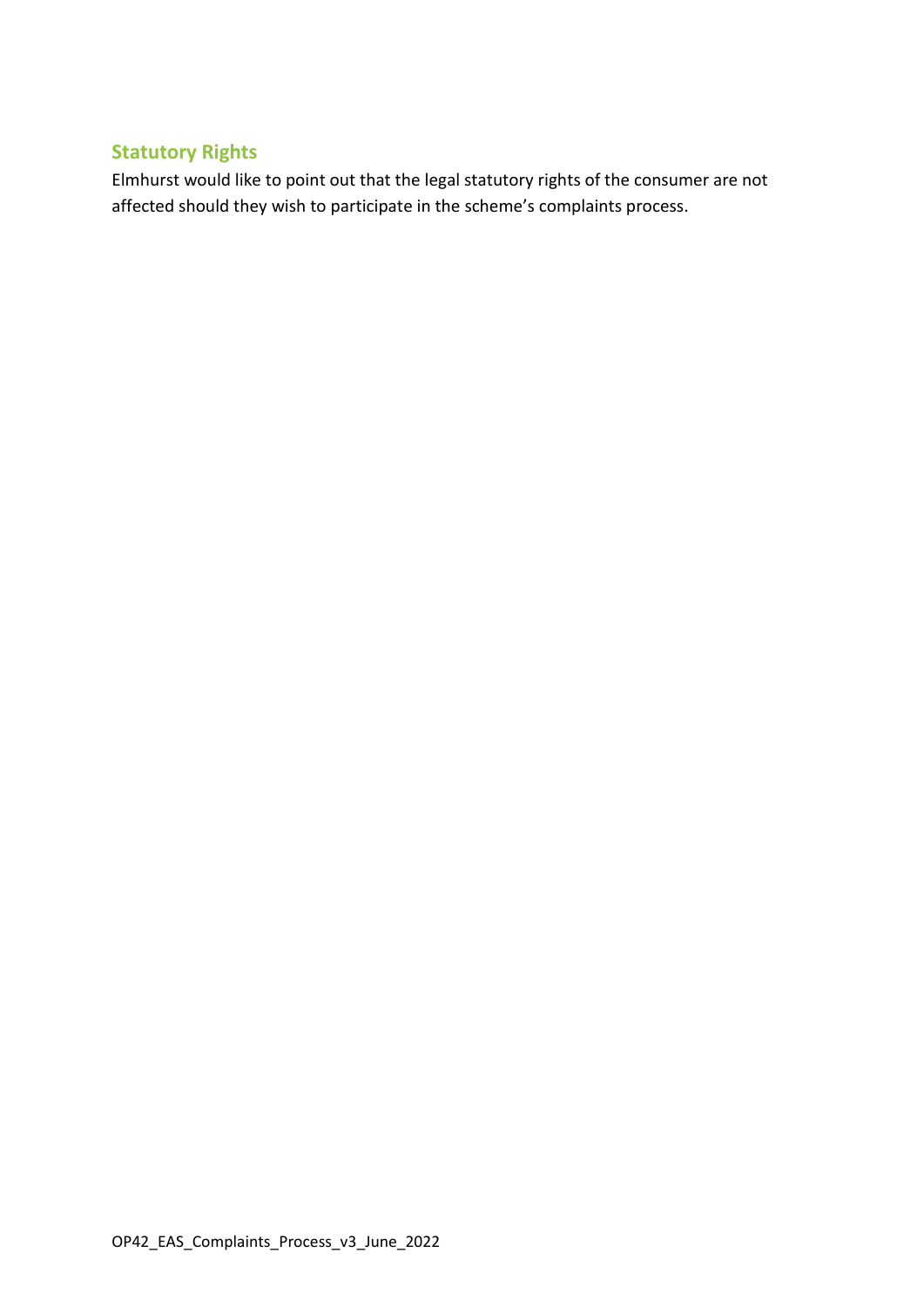## Statutory Rights

Elmhurst would like to point out that the legal statutory rights of the consumer are not affected should they wish to participate in the scheme's complaints process.